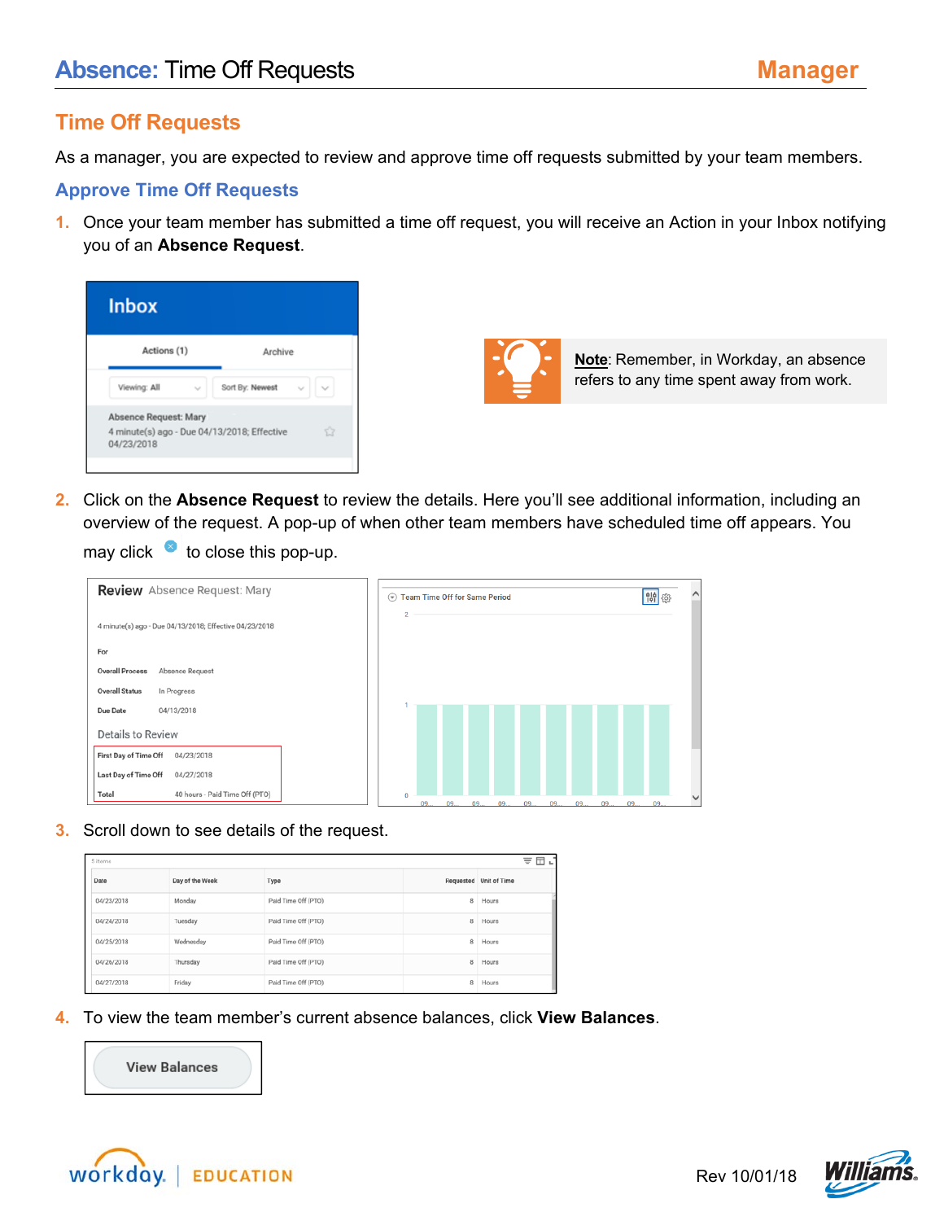# Absence: Time Off Requests — Manager

## Time Off Requests

As a manager, you are expected to review and approve time off requests submitted by your team members.

### Approve Time Off Requests

1. Once your team member has submitted a time off request, you will receive an Action in your Inbox notifying you of an **Absence Request**.

**Note**: Remember, in Workday, an absence refers to any time spent away from work.

2. Click on the **Absence Request** to review the details. Here you'll see additional information, including an overview of the request. A pop-up of when other team members have scheduled time off appears. You may click ⓧ to close this pop-up.

3. Scroll down to see details of the request.

4. To view the team member's current absence balances, click **View Balances**.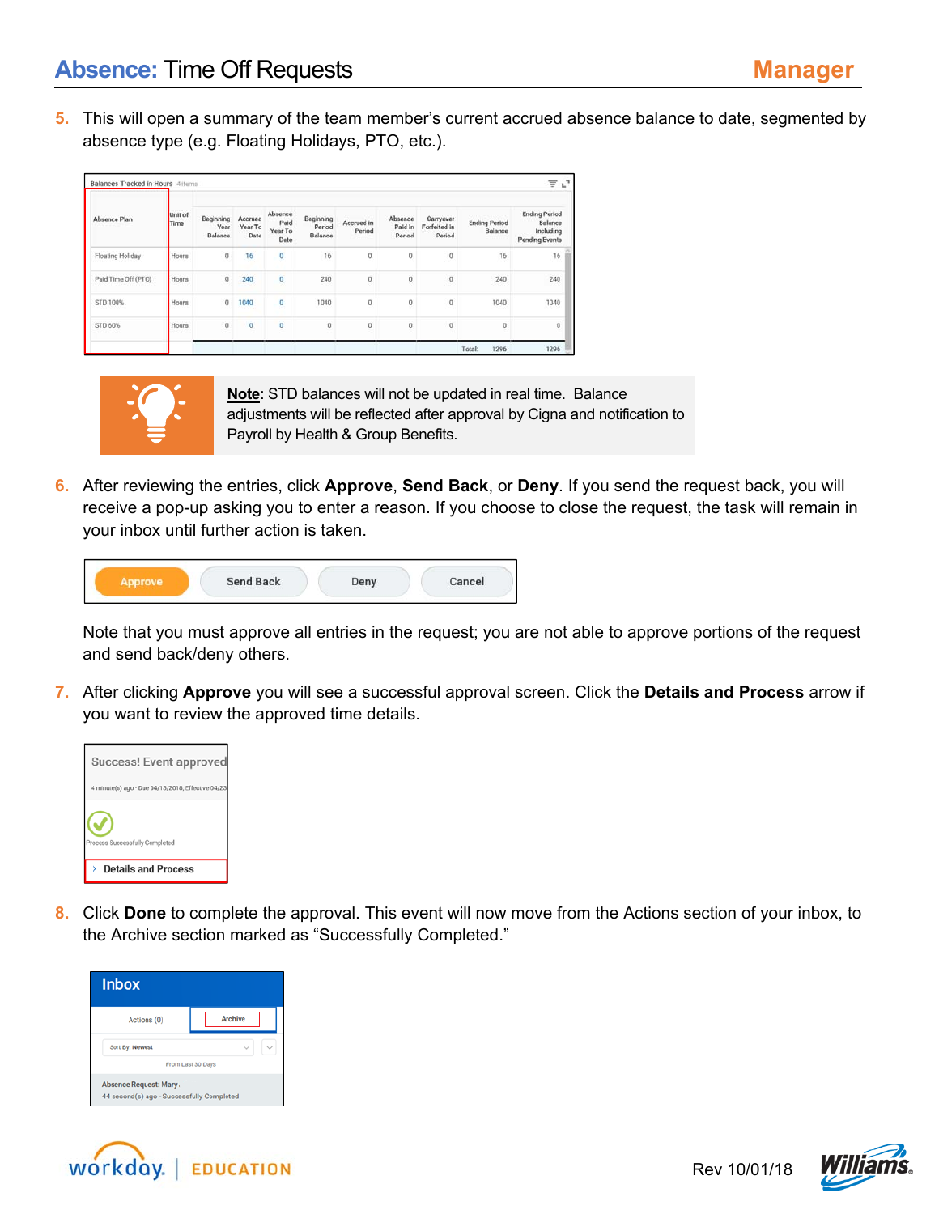5. This will open a summary of the team member's current accrued absence balance to date, segmented by absence type (e.g. Floating Holidays, PTO, etc.).

Balances Tracked in Hours 4 items

| Absence Plan | Unit of Time | Beginning Year Balance | Accrued Year To Date | Absence Paid Year To Date | Beginning Period Balance | Accrued in Period | Absence Paid in Period | Carryover Forfeited in Period | Ending Period Balance | Ending Period Balance Including Pending Events |
|---|---|---|---|---|---|---|---|---|---|---|
| Floating Holiday | Hours | 0 | 16 | 0 | 16 | 0 | 0 | 0 | 16 | 16 |
| Paid Time Off (PTO) | Hours | 0 | 240 | 0 | 240 | 0 | 0 | 0 | 240 | 240 |
| STD 100% | Hours | 0 | 1040 | 0 | 1040 | 0 | 0 | 0 | 1040 | 1040 |
| STD 60% | Hours | 0 | 0 | 0 | 0 | 0 | 0 | 0 | 0 | 0 |
| | | | | | | | | | Total: 1296 | 1296 |

**Note**: STD balances will not be updated in real time. Balance adjustments will be reflected after approval by Cigna and notification to Payroll by Health & Group Benefits.

6. After reviewing the entries, click **Approve**, **Send Back**, or **Deny**. If you send the request back, you will receive a pop-up asking you to enter a reason. If you choose to close the request, the task will remain in your inbox until further action is taken.

Approve | Send Back | Deny | Cancel

Note that you must approve all entries in the request; you are not able to approve portions of the request and send back/deny others.

7. After clicking **Approve** you will see a successful approval screen. Click the **Details and Process** arrow if you want to review the approved time details.

Success! Event approved

4 minute(s) ago · Due 04/13/2018; Effective 04/23

Process Successfully Completed

› Details and Process

8. Click **Done** to complete the approval. This event will now move from the Actions section of your inbox, to the Archive section marked as "Successfully Completed."

Inbox

Actions (0) | Archive

Sort By: Newest

From Last 30 Days

Absence Request: Mary

44 second(s) ago · Successfully Completed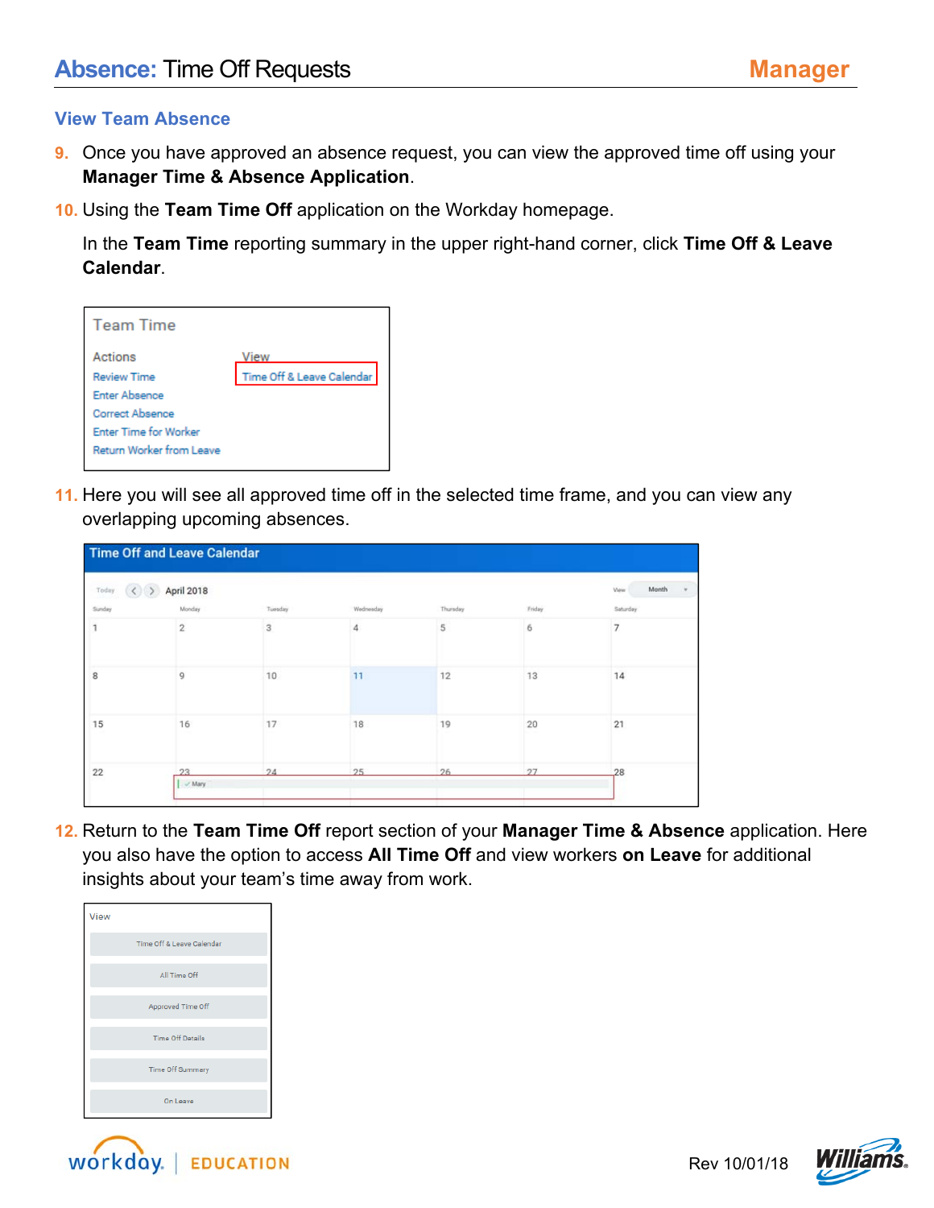## Absence: Time Off Requests — Manager

### View Team Absence

9. Once you have approved an absence request, you can view the approved time off using your **Manager Time & Absence Application**.
10. Using the **Team Time Off** application on the Workday homepage.

    In the **Team Time** reporting summary in the upper right-hand corner, click **Time Off & Leave Calendar**.

    Team Time

    | Actions | View |
    | --- | --- |
    | Review Time | Time Off & Leave Calendar |
    | Enter Absence | |
    | Correct Absence | |
    | Enter Time for Worker | |
    | Return Worker from Leave | |

11. Here you will see all approved time off in the selected time frame, and you can view any overlapping upcoming absences.

    Time Off and Leave Calendar

    Today — April 2018 — View: Month

    | Sunday | Monday | Tuesday | Wednesday | Thursday | Friday | Saturday |
    | --- | --- | --- | --- | --- | --- | --- |
    | 1 | 2 | 3 | 4 | 5 | 6 | 7 |
    | 8 | 9 | 10 | 11 | 12 | 13 | 14 |
    | 15 | 16 | 17 | 18 | 19 | 20 | 21 |
    | 22 | 23 ✓ Mary | 24 | 25 | 26 | 27 | 28 |

12. Return to the **Team Time Off** report section of your **Manager Time & Absence** application. Here you also have the option to access **All Time Off** and view workers **on Leave** for additional insights about your team's time away from work.

    View
    - Time Off & Leave Calendar
    - All Time Off
    - Approved Time Off
    - Time Off Details
    - Time Off Summary
    - On Leave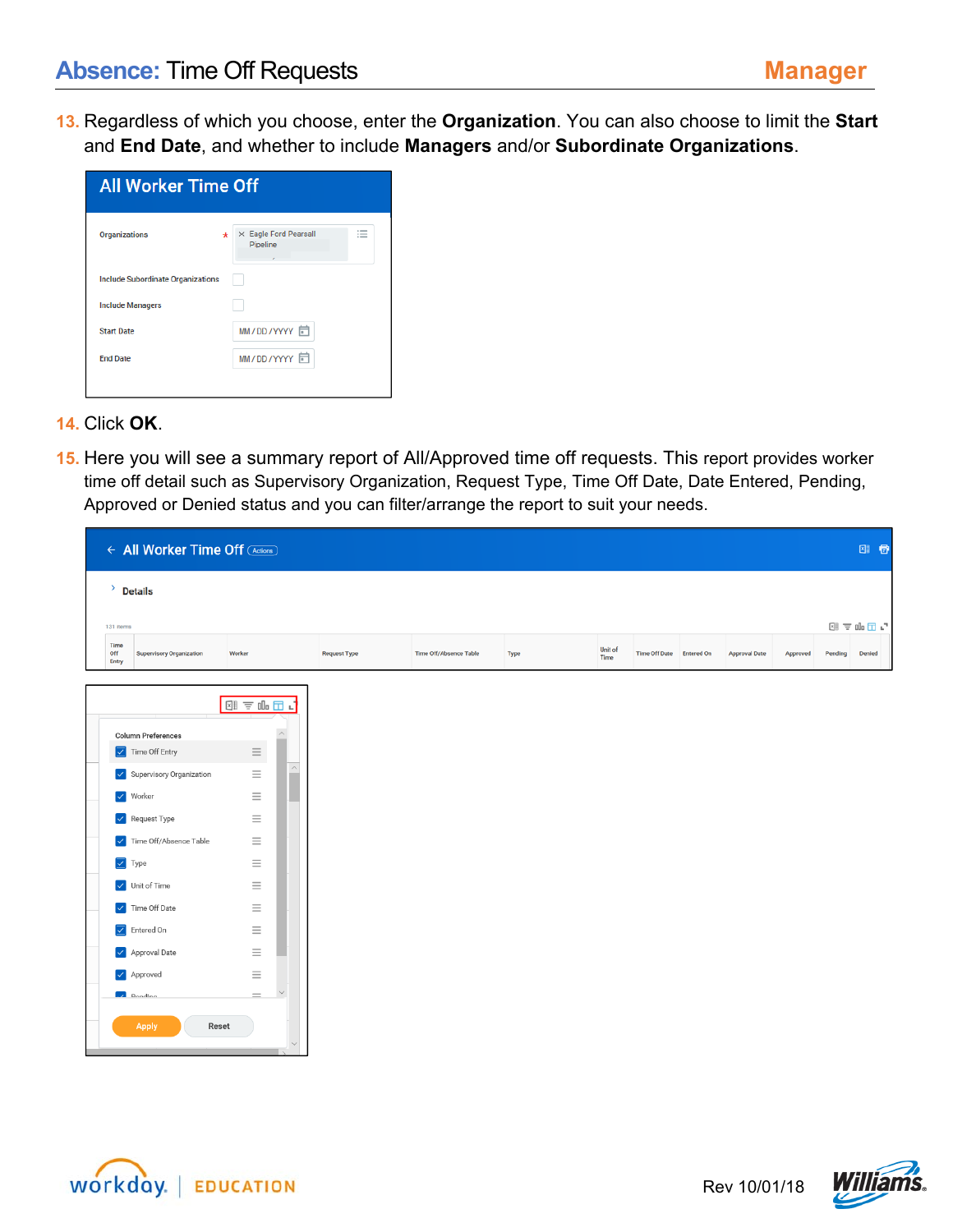13. Regardless of which you choose, enter the **Organization**. You can also choose to limit the **Start** and **End Date**, and whether to include **Managers** and/or **Subordinate Organizations**.

14. Click **OK**.

15. Here you will see a summary report of All/Approved time off requests. This report provides worker time off detail such as Supervisory Organization, Request Type, Time Off Date, Date Entered, Pending, Approved or Denied status and you can filter/arrange the report to suit your needs.